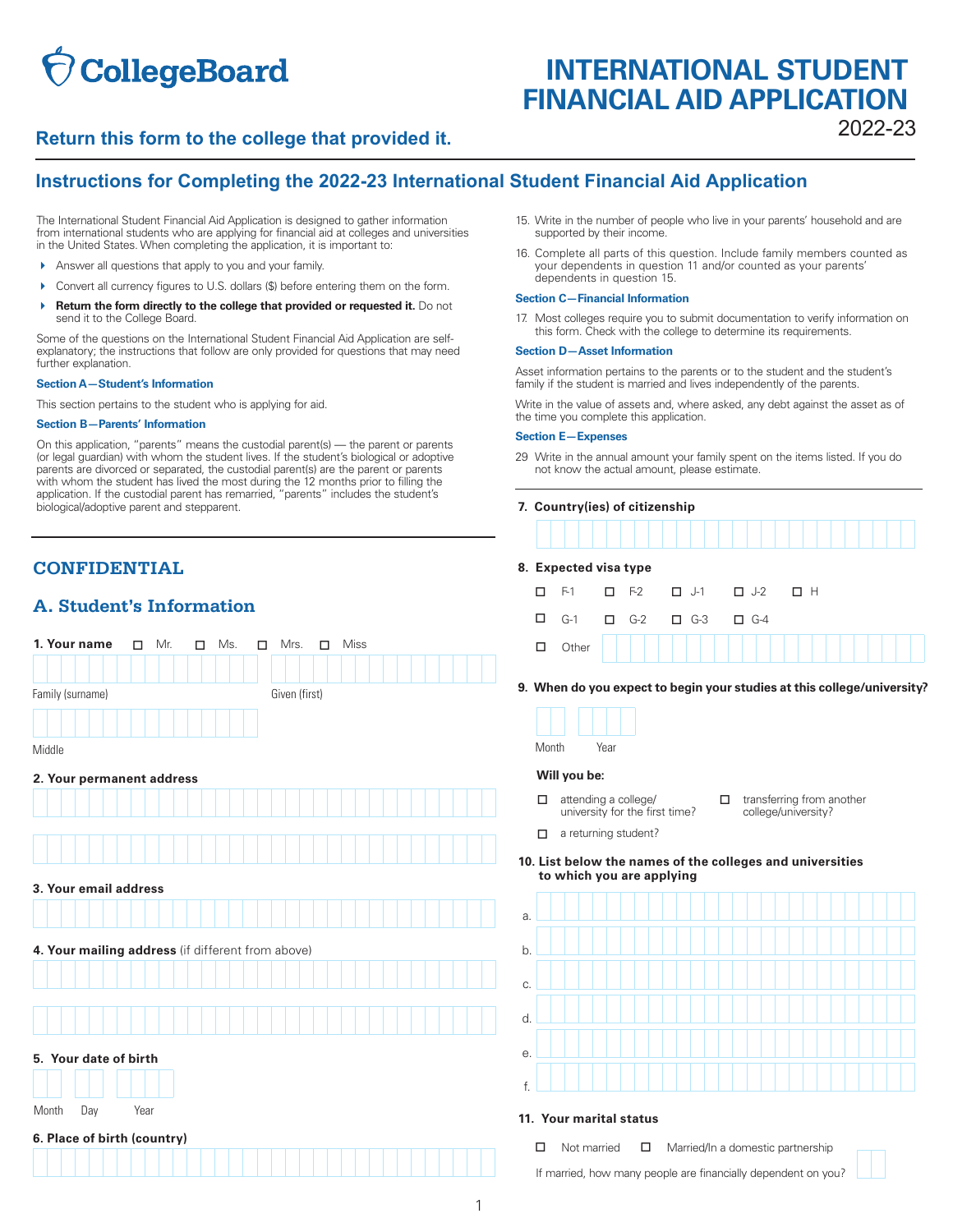CollegeBoard

# INTERNATIONAL STUDENT FINANCIAL AID APPLICATION

2022-23

**Return this form to the college that provided it.**

## Instructions for Completing the 2022-23 International Student Financial Aid Application

The International Student Financial Aid Application is designed to gather information from international students who are applying for financial aid at colleges and universities in the United States. When completing the application, it is important to:

- Answer all questions that apply to you and your family.
- Convert all currency figures to U.S. dollars ($) before entering them on the form.
- **Return the form directly to the college that provided or requested it.** Do not send it to the College Board.

Some of the questions on the International Student Financial Aid Application are self-explanatory; the instructions that follow are only provided for questions that may need further explanation.

**Section A—Student's Information**

This section pertains to the student who is applying for aid.

**Section B—Parents' Information**

On this application, "parents" means the custodial parent(s) — the parent or parents (or legal guardian) with whom the student lives. If the student's biological or adoptive parents are divorced or separated, the custodial parent(s) are the parent or parents with whom the student has lived the most during the 12 months prior to filling the application. If the custodial parent has remarried, "parents" includes the student's biological/adoptive parent and stepparent.

15. Write in the number of people who live in your parents' household and are supported by their income.
16. Complete all parts of this question. Include family members counted as your dependents in question 11 and/or counted as your parents' dependents in question 15.

**Section C—Financial Information**

17. Most colleges require you to submit documentation to verify information on this form. Check with the college to determine its requirements.

**Section D—Asset Information**

Asset information pertains to the parents or to the student and the student's family if the student is married and lives independently of the parents.

Write in the value of assets and, where asked, any debt against the asset as of the time you complete this application.

**Section E—Expenses**

29 Write in the annual amount your family spent on the items listed. If you do not know the actual amount, please estimate.

## CONFIDENTIAL

## A. Student's Information

**1. Your name** ☐ Mr. ☐ Ms. ☐ Mrs. ☐ Miss

Family (surname) ________ Given (first) ________

Middle ________

**2. Your permanent address**

________

**3. Your email address**

________

**4. Your mailing address** (if different from above)

________

**5. Your date of birth**

Month ____ Day ____ Year ____

**6. Place of birth (country)**

________

**7. Country(ies) of citizenship**

________

**8. Expected visa type**

☐ F-1 ☐ F-2 ☐ J-1 ☐ J-2 ☐ H

☐ G-1 ☐ G-2 ☐ G-3 ☐ G-4

☐ Other ________

**9. When do you expect to begin your studies at this college/university?**

Month ____ Year ____

**Will you be:**

☐ attending a college/university for the first time?

☐ transferring from another college/university?

☐ a returning student?

**10. List below the names of the colleges and universities to which you are applying**

a. ________

b. ________

c. ________

d. ________

e. ________

f. ________

**11. Your marital status**

☐ Not married ☐ Married/In a domestic partnership

If married, how many people are financially dependent on you? ____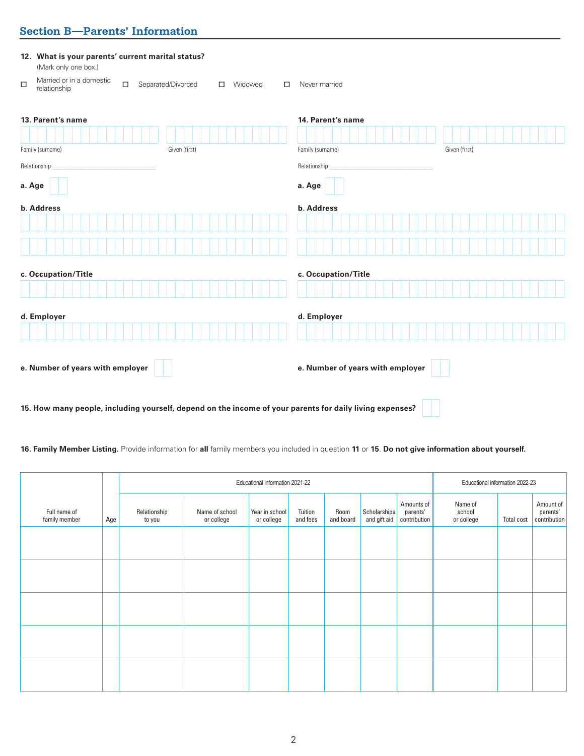## Section B—Parents' Information

**12. What is your parents' current marital status?**
(Mark only one box.)

☐ Married or in a domestic relationship ☐ Separated/Divorced ☐ Widowed ☐ Never married

**13. Parent's name**

Family (surname) Given (first)

Relationship ______________________________

**a. Age**

**b. Address**

**c. Occupation/Title**

**d. Employer**

**e. Number of years with employer**

**14. Parent's name**

Family (surname) Given (first)

Relationship ______________________________

**a. Age**

**b. Address**

**c. Occupation/Title**

**d. Employer**

**e. Number of years with employer**

**15. How many people, including yourself, depend on the income of your parents for daily living expenses?**

**16. Family Member Listing.** Provide information for **all** family members you included in question **11** or **15**. **Do not give information about yourself.**

| Full name of family member | Age | Educational information 2021-22 | | | | | | | Educational information 2022-23 | | |
|---|---|---|---|---|---|---|---|---|---|---|---|
| | | Relationship to you | Name of school or college | Year in school or college | Tuition and fees | Room and board | Scholarships and gift aid | Amounts of parents' contribution | Name of school or college | Total cost | Amount of parents' contribution |
| | | | | | | | | | | | |
| | | | | | | | | | | | |
| | | | | | | | | | | | |
| | | | | | | | | | | | |
| | | | | | | | | | | | |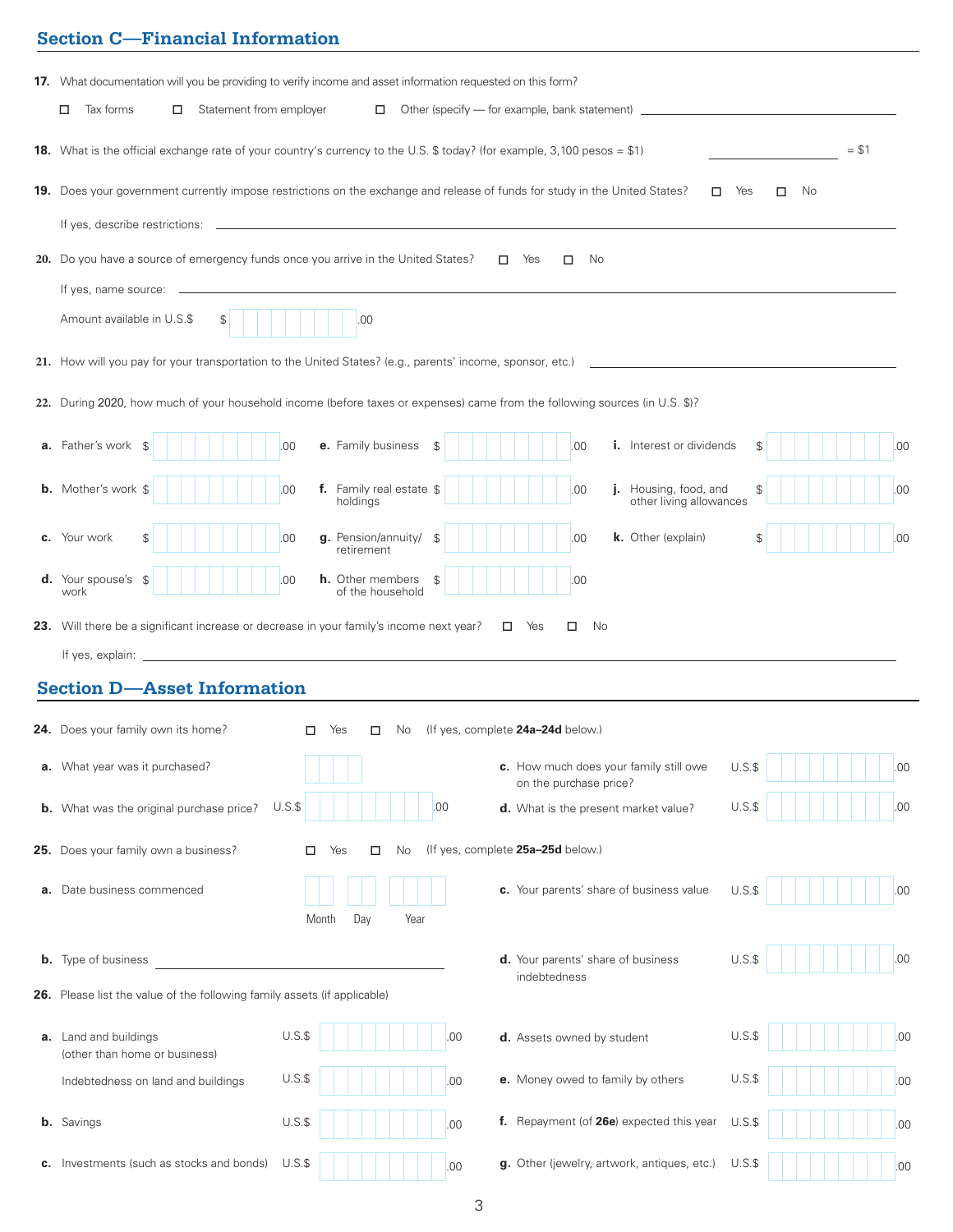## Section C—Financial Information

**17.** What documentation will you be providing to verify income and asset information requested on this form?

☐ Tax forms ☐ Statement from employer ☐ Other (specify — for example, bank statement) ______________________

**18.** What is the official exchange rate of your country's currency to the U.S. $ today? (for example, 3,100 pesos = $1) ______________ = $1

**19.** Does your government currently impose restrictions on the exchange and release of funds for study in the United States? ☐ Yes ☐ No

If yes, describe restrictions: ______________________

**20.** Do you have a source of emergency funds once you arrive in the United States? ☐ Yes ☐ No

If yes, name source: ______________________

Amount available in U.S.$ $ __________.00

**21.** How will you pay for your transportation to the United States? (e.g., parents' income, sponsor, etc.) ______________________

**22.** During 2020, how much of your household income (before taxes or expenses) came from the following sources (in U.S. $)?

**a.** Father's work $ __________.00

**b.** Mother's work $ __________.00

**c.** Your work $ __________.00

**d.** Your spouse's work $ __________.00

**e.** Family business $ __________.00

**f.** Family real estate holdings $ __________.00

**g.** Pension/annuity/ retirement $ __________.00

**h.** Other members of the household $ __________.00

**i.** Interest or dividends $ __________.00

**j.** Housing, food, and other living allowances $ __________.00

**k.** Other (explain) $ __________.00

**23.** Will there be a significant increase or decrease in your family's income next year? ☐ Yes ☐ No

If yes, explain: ______________________

## Section D—Asset Information

**24.** Does your family own its home? ☐ Yes ☐ No (If yes, complete **24a–24d** below.)

**a.** What year was it purchased? ________

**b.** What was the original purchase price? U.S.$ __________.00

**c.** How much does your family still owe on the purchase price? U.S.$ __________.00

**d.** What is the present market value? U.S.$ __________.00

**25.** Does your family own a business? ☐ Yes ☐ No (If yes, complete **25a–25d** below.)

**a.** Date business commenced ____ Month ____ Day ____ Year

**b.** Type of business ______________________

**c.** Your parents' share of business value U.S.$ __________.00

**d.** Your parents' share of business indebtedness U.S.$ __________.00

**26.** Please list the value of the following family assets (if applicable)

**a.** Land and buildings (other than home or business) U.S.$ __________.00

Indebtedness on land and buildings U.S.$ __________.00

**b.** Savings U.S.$ __________.00

**c.** Investments (such as stocks and bonds) U.S.$ __________.00

**d.** Assets owned by student U.S.$ __________.00

**e.** Money owed to family by others U.S.$ __________.00

**f.** Repayment (of **26e**) expected this year U.S.$ __________.00

**g.** Other (jewelry, artwork, antiques, etc.) U.S.$ __________.00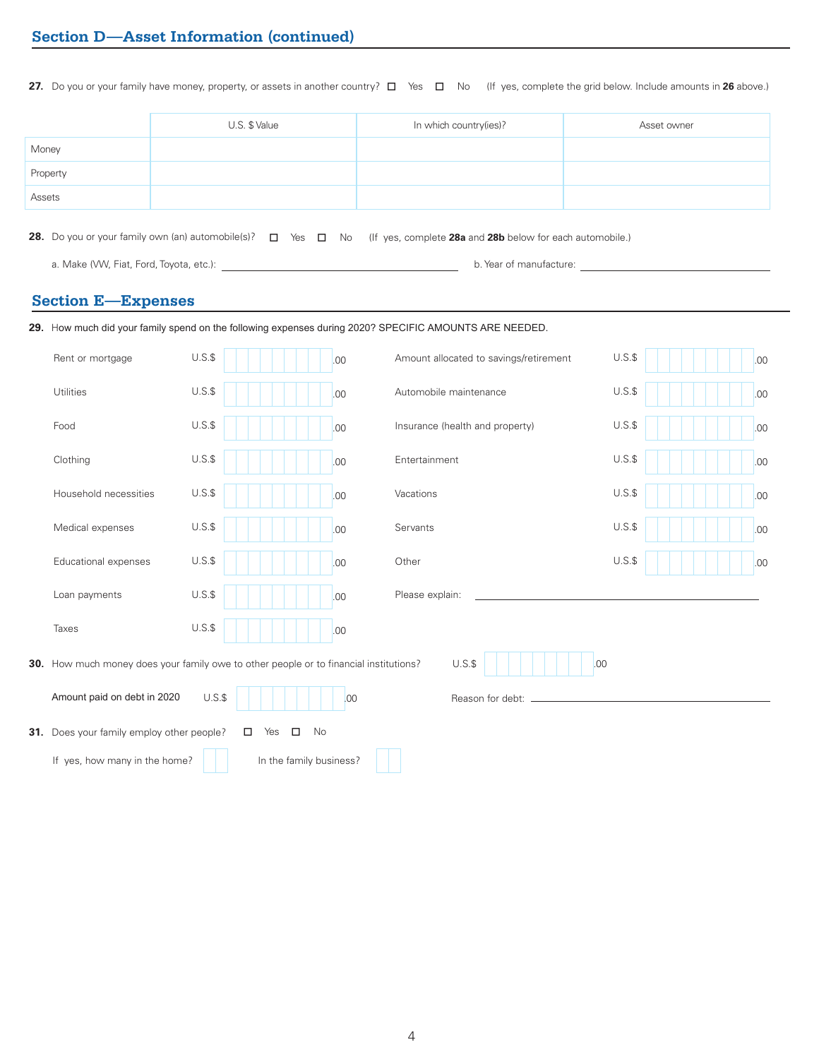## Section D—Asset Information (continued)

**27.** Do you or your family have money, property, or assets in another country? ☐ Yes ☐ No (If yes, complete the grid below. Include amounts in **26** above.)

| | U.S. $ Value | In which country(ies)? | Asset owner |
|---|---|---|---|
| Money | | | |
| Property | | | |
| Assets | | | |

**28.** Do you or your family own (an) automobile(s)? ☐ Yes ☐ No (If yes, complete **28a** and **28b** below for each automobile.)

a. Make (VW, Fiat, Ford, Toyota, etc.): ____________________ b. Year of manufacture: ____________________

## Section E—Expenses

**29.** How much did your family spend on the following expenses during 2020? SPECIFIC AMOUNTS ARE NEEDED.

| Expense | Amount | Expense | Amount |
|---|---|---|---|
| Rent or mortgage | U.S.$ ______ .00 | Amount allocated to savings/retirement | U.S.$ ______ .00 |
| Utilities | U.S.$ ______ .00 | Automobile maintenance | U.S.$ ______ .00 |
| Food | U.S.$ ______ .00 | Insurance (health and property) | U.S.$ ______ .00 |
| Clothing | U.S.$ ______ .00 | Entertainment | U.S.$ ______ .00 |
| Household necessities | U.S.$ ______ .00 | Vacations | U.S.$ ______ .00 |
| Medical expenses | U.S.$ ______ .00 | Servants | U.S.$ ______ .00 |
| Educational expenses | U.S.$ ______ .00 | Other | U.S.$ ______ .00 |
| Loan payments | U.S.$ ______ .00 | Please explain: ____________________ | |
| Taxes | U.S.$ ______ .00 | | |

**30.** How much money does your family owe to other people or to financial institutions? U.S.$ ______ .00

Amount paid on debt in 2020 U.S.$ ______ .00 Reason for debt: ____________________

**31.** Does your family employ other people? ☐ Yes ☐ No

If yes, how many in the home? ____ In the family business? ____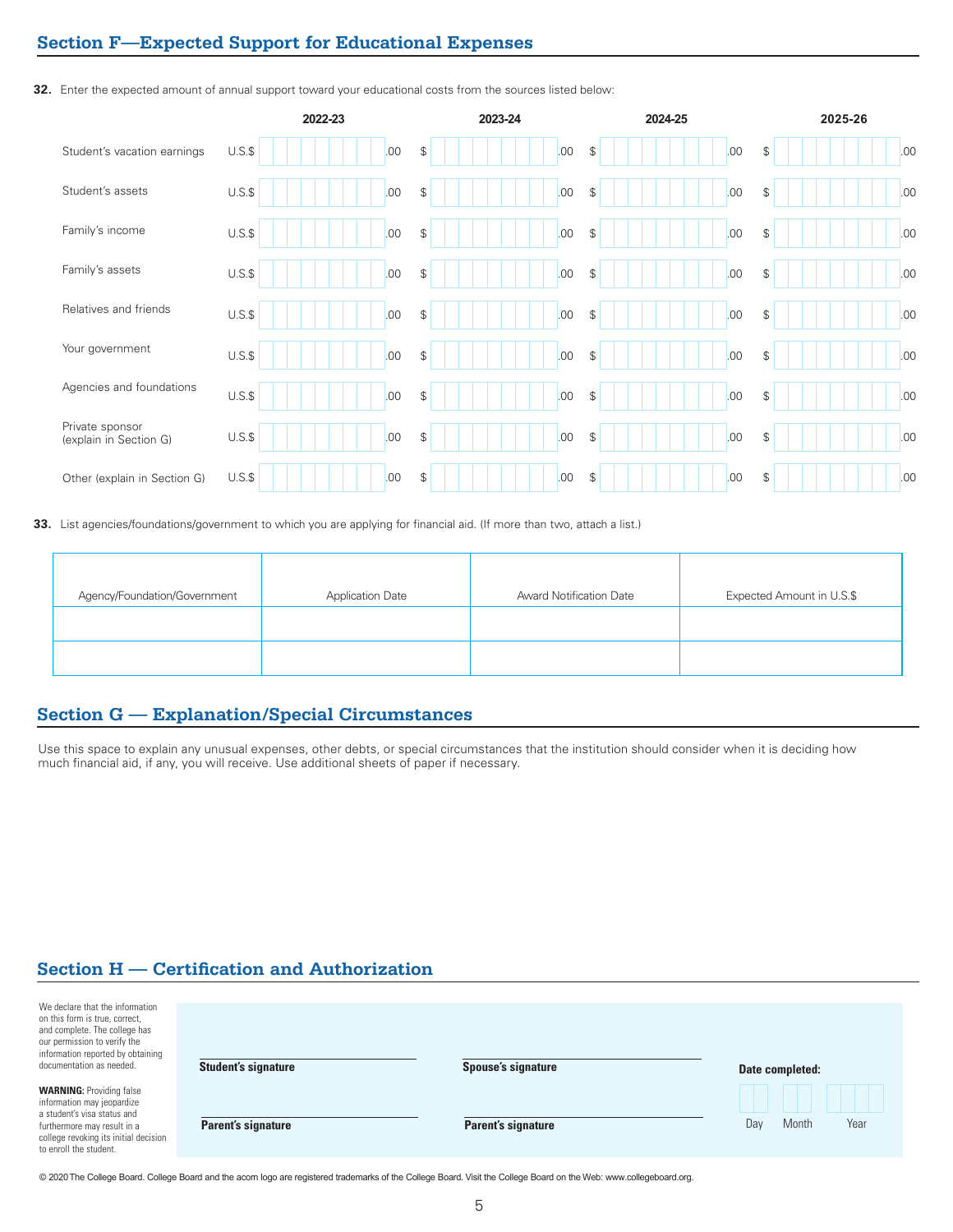## Section F—Expected Support for Educational Expenses

**32.** Enter the expected amount of annual support toward your educational costs from the sources listed below:

| | 2022-23 | 2023-24 | 2024-25 | 2025-26 |
|---|---|---|---|---|
| Student's vacation earnings | U.S.$ .00 | $ .00 | $ .00 | $ .00 |
| Student's assets | U.S.$ .00 | $ .00 | $ .00 | $ .00 |
| Family's income | U.S.$ .00 | $ .00 | $ .00 | $ .00 |
| Family's assets | U.S.$ .00 | $ .00 | $ .00 | $ .00 |
| Relatives and friends | U.S.$ .00 | $ .00 | $ .00 | $ .00 |
| Your government | U.S.$ .00 | $ .00 | $ .00 | $ .00 |
| Agencies and foundations | U.S.$ .00 | $ .00 | $ .00 | $ .00 |
| Private sponsor (explain in Section G) | U.S.$ .00 | $ .00 | $ .00 | $ .00 |
| Other (explain in Section G) | U.S.$ .00 | $ .00 | $ .00 | $ .00 |

**33.** List agencies/foundations/government to which you are applying for financial aid. (If more than two, attach a list.)

| Agency/Foundation/Government | Application Date | Award Notification Date | Expected Amount in U.S.$ |
|---|---|---|---|
| | | | |
| | | | |

## Section G — Explanation/Special Circumstances

Use this space to explain any unusual expenses, other debts, or special circumstances that the institution should consider when it is deciding how much financial aid, if any, you will receive. Use additional sheets of paper if necessary.

## Section H — Certification and Authorization

We declare that the information on this form is true, correct, and complete. The college has our permission to verify the information reported by obtaining documentation as needed.

**WARNING:** Providing false information may jeopardize a student's visa status and furthermore may result in a college revoking its initial decision to enroll the student.

**Student's signature**

**Spouse's signature**

**Parent's signature**

**Parent's signature**

**Date completed:**

Day Month Year

© 2020 The College Board. College Board and the acorn logo are registered trademarks of the College Board. Visit the College Board on the Web: www.collegeboard.org.